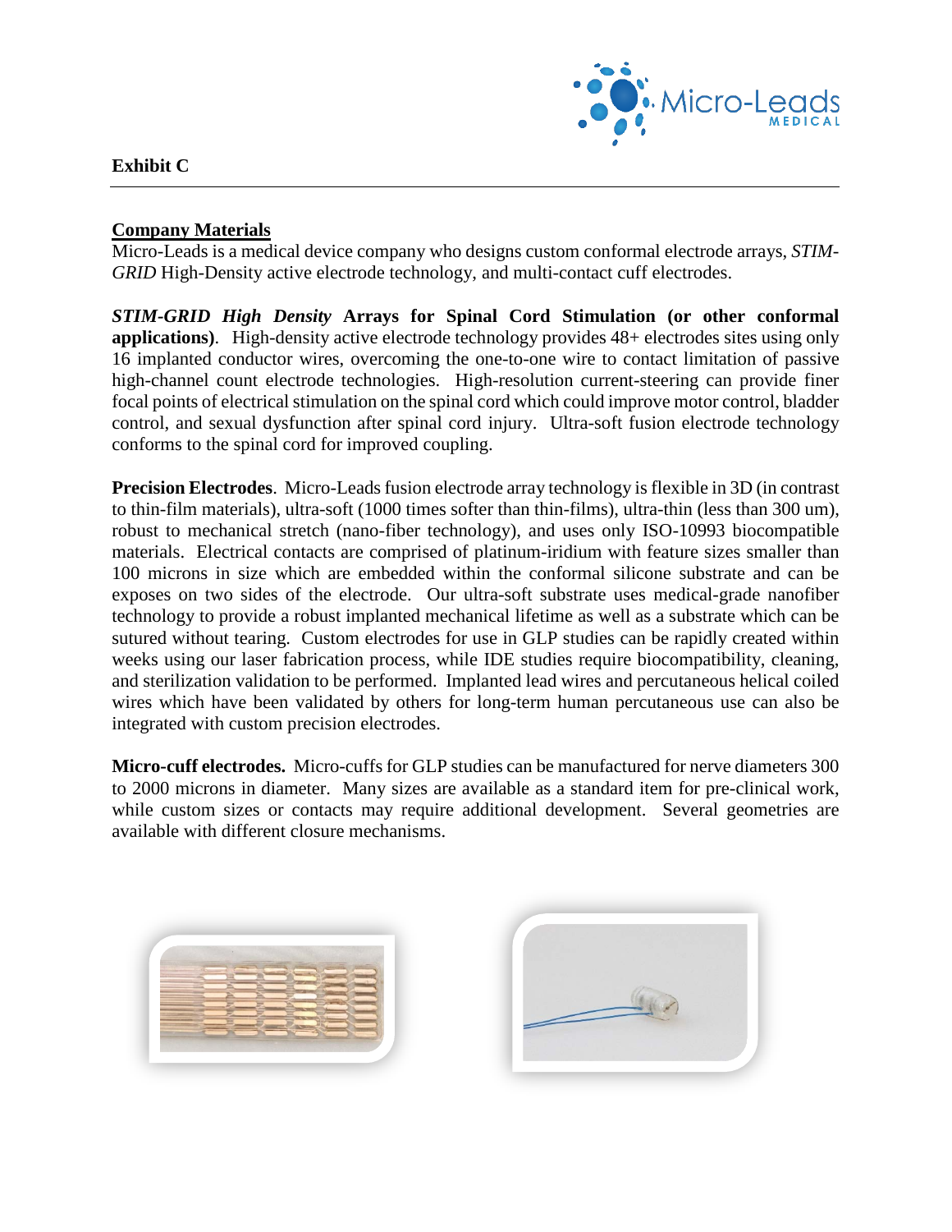**Exhibit C**

---

## Company Materials

Micro-Leads is a medical device company who designs custom conformal electrode arrays, *STIM-GRID* High-Density active electrode technology, and multi-contact cuff electrodes.

***STIM-GRID High Density* Arrays for Spinal Cord Stimulation (or other conformal applications)**. High-density active electrode technology provides 48+ electrodes sites using only 16 implanted conductor wires, overcoming the one-to-one wire to contact limitation of passive high-channel count electrode technologies. High-resolution current-steering can provide finer focal points of electrical stimulation on the spinal cord which could improve motor control, bladder control, and sexual dysfunction after spinal cord injury. Ultra-soft fusion electrode technology conforms to the spinal cord for improved coupling.

**Precision Electrodes**. Micro-Leads fusion electrode array technology is flexible in 3D (in contrast to thin-film materials), ultra-soft (1000 times softer than thin-films), ultra-thin (less than 300 um), robust to mechanical stretch (nano-fiber technology), and uses only ISO-10993 biocompatible materials. Electrical contacts are comprised of platinum-iridium with feature sizes smaller than 100 microns in size which are embedded within the conformal silicone substrate and can be exposes on two sides of the electrode. Our ultra-soft substrate uses medical-grade nanofiber technology to provide a robust implanted mechanical lifetime as well as a substrate which can be sutured without tearing. Custom electrodes for use in GLP studies can be rapidly created within weeks using our laser fabrication process, while IDE studies require biocompatibility, cleaning, and sterilization validation to be performed. Implanted lead wires and percutaneous helical coiled wires which have been validated by others for long-term human percutaneous use can also be integrated with custom precision electrodes.

**Micro-cuff electrodes.** Micro-cuffs for GLP studies can be manufactured for nerve diameters 300 to 2000 microns in diameter. Many sizes are available as a standard item for pre-clinical work, while custom sizes or contacts may require additional development. Several geometries are available with different closure mechanisms.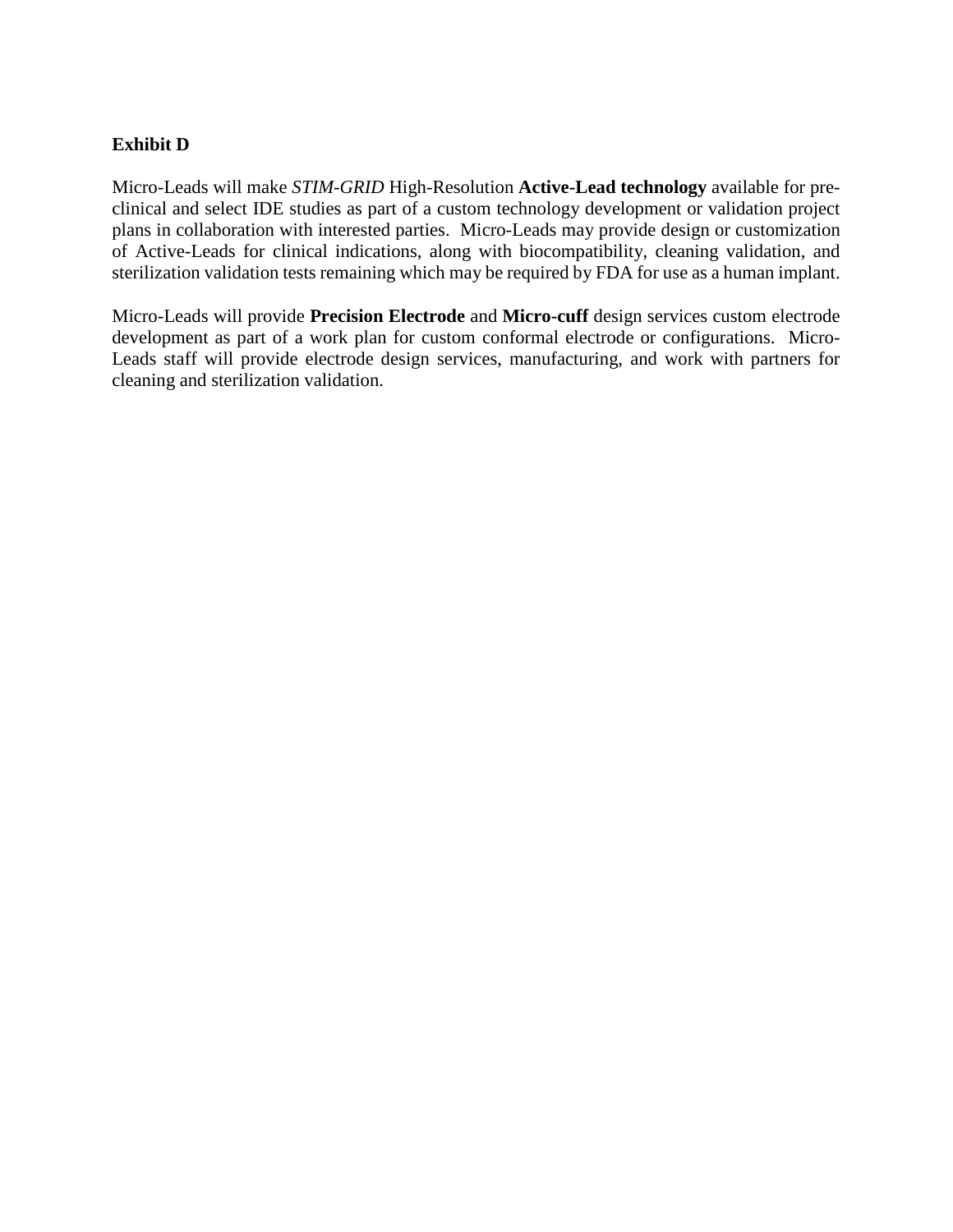**Exhibit D**

Micro-Leads will make *STIM-GRID* High-Resolution **Active-Lead technology** available for pre-clinical and select IDE studies as part of a custom technology development or validation project plans in collaboration with interested parties. Micro-Leads may provide design or customization of Active-Leads for clinical indications, along with biocompatibility, cleaning validation, and sterilization validation tests remaining which may be required by FDA for use as a human implant.

Micro-Leads will provide **Precision Electrode** and **Micro-cuff** design services custom electrode development as part of a work plan for custom conformal electrode or configurations. Micro-Leads staff will provide electrode design services, manufacturing, and work with partners for cleaning and sterilization validation.